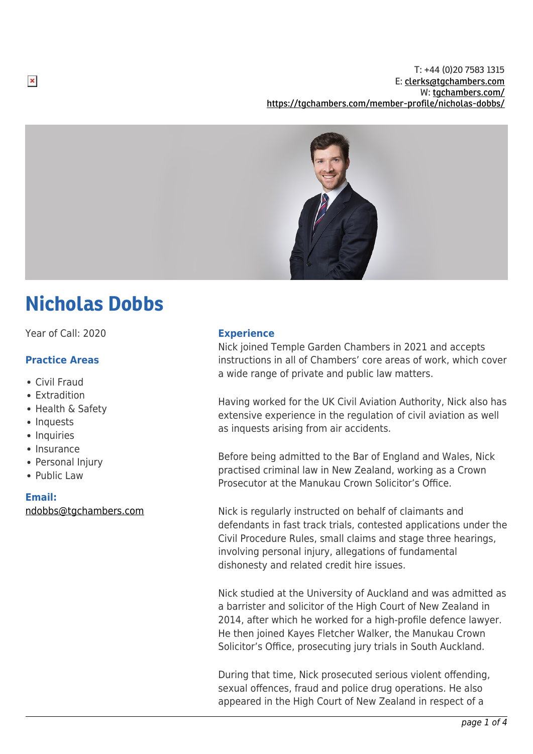T: +44 (0)20 7583 1315
E: clerks@tgchambers.com
W: tgchambers.com/
https://tgchambers.com/member-profile/nicholas-dobbs/

# Nicholas Dobbs

Year of Call: 2020

### Practice Areas

- Civil Fraud
- Extradition
- Health & Safety
- Inquests
- Inquiries
- Insurance
- Personal Injury
- Public Law

**Email:**
ndobbs@tgchambers.com

### Experience

Nick joined Temple Garden Chambers in 2021 and accepts instructions in all of Chambers' core areas of work, which cover a wide range of private and public law matters.

Having worked for the UK Civil Aviation Authority, Nick also has extensive experience in the regulation of civil aviation as well as inquests arising from air accidents.

Before being admitted to the Bar of England and Wales, Nick practised criminal law in New Zealand, working as a Crown Prosecutor at the Manukau Crown Solicitor's Office.

Nick is regularly instructed on behalf of claimants and defendants in fast track trials, contested applications under the Civil Procedure Rules, small claims and stage three hearings, involving personal injury, allegations of fundamental dishonesty and related credit hire issues.

Nick studied at the University of Auckland and was admitted as a barrister and solicitor of the High Court of New Zealand in 2014, after which he worked for a high-profile defence lawyer. He then joined Kayes Fletcher Walker, the Manukau Crown Solicitor's Office, prosecuting jury trials in South Auckland.

During that time, Nick prosecuted serious violent offending, sexual offences, fraud and police drug operations. He also appeared in the High Court of New Zealand in respect of a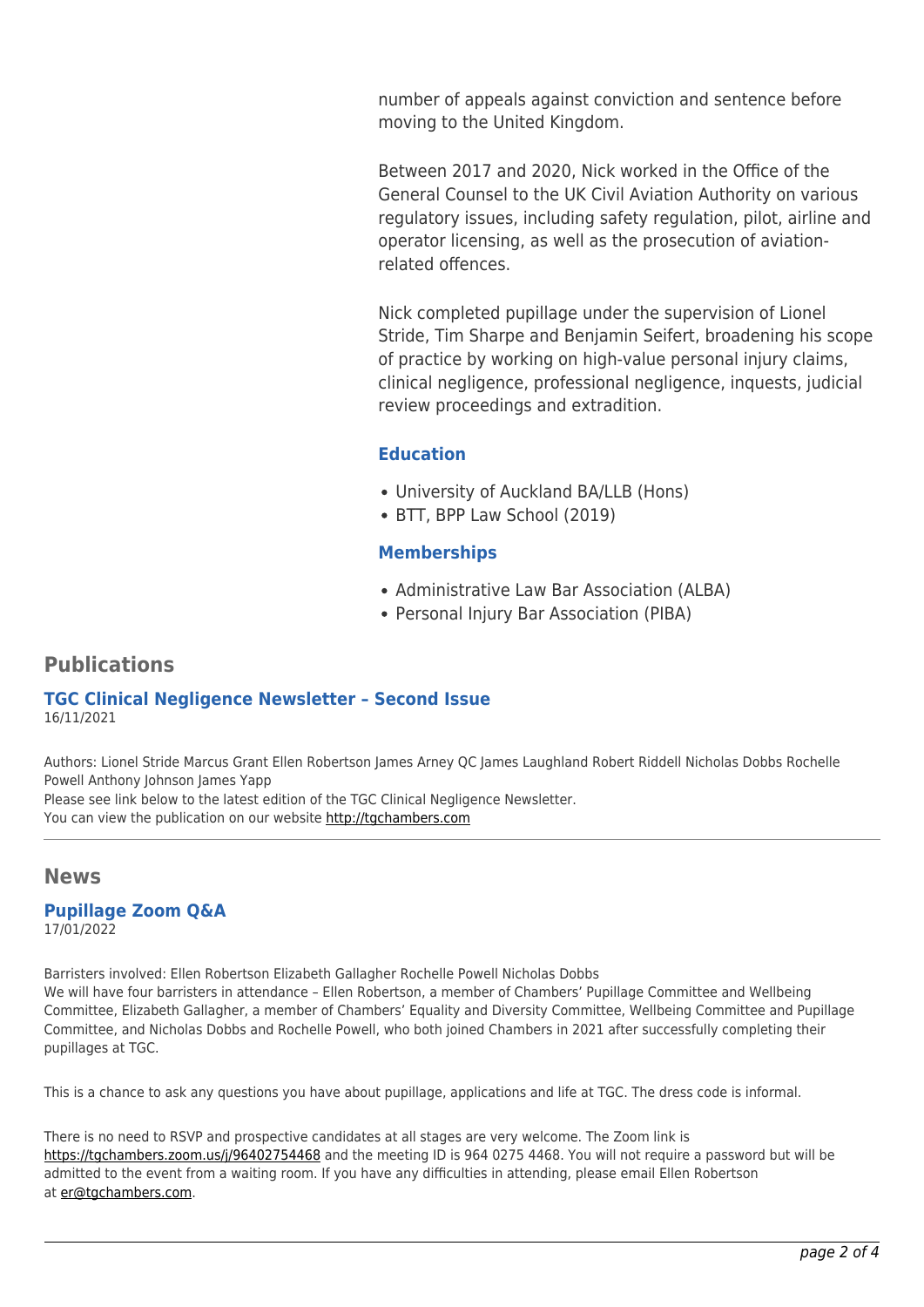number of appeals against conviction and sentence before moving to the United Kingdom.

Between 2017 and 2020, Nick worked in the Office of the General Counsel to the UK Civil Aviation Authority on various regulatory issues, including safety regulation, pilot, airline and operator licensing, as well as the prosecution of aviation-related offences.

Nick completed pupillage under the supervision of Lionel Stride, Tim Sharpe and Benjamin Seifert, broadening his scope of practice by working on high-value personal injury claims, clinical negligence, professional negligence, inquests, judicial review proceedings and extradition.

### Education

- University of Auckland BA/LLB (Hons)
- BTT, BPP Law School (2019)

### Memberships

- Administrative Law Bar Association (ALBA)
- Personal Injury Bar Association (PIBA)

## Publications

### TGC Clinical Negligence Newsletter – Second Issue

16/11/2021

Authors: Lionel Stride Marcus Grant Ellen Robertson James Arney QC James Laughland Robert Riddell Nicholas Dobbs Rochelle Powell Anthony Johnson James Yapp

Please see link below to the latest edition of the TGC Clinical Negligence Newsletter.

You can view the publication on our website http://tgchambers.com

---

## News

### Pupillage Zoom Q&A

17/01/2022

Barristers involved: Ellen Robertson Elizabeth Gallagher Rochelle Powell Nicholas Dobbs

We will have four barristers in attendance – Ellen Robertson, a member of Chambers' Pupillage Committee and Wellbeing Committee, Elizabeth Gallagher, a member of Chambers' Equality and Diversity Committee, Wellbeing Committee and Pupillage Committee, and Nicholas Dobbs and Rochelle Powell, who both joined Chambers in 2021 after successfully completing their pupillages at TGC.

This is a chance to ask any questions you have about pupillage, applications and life at TGC. The dress code is informal.

There is no need to RSVP and prospective candidates at all stages are very welcome. The Zoom link is https://tgchambers.zoom.us/j/96402754468 and the meeting ID is 964 0275 4468. You will not require a password but will be admitted to the event from a waiting room. If you have any difficulties in attending, please email Ellen Robertson at er@tgchambers.com.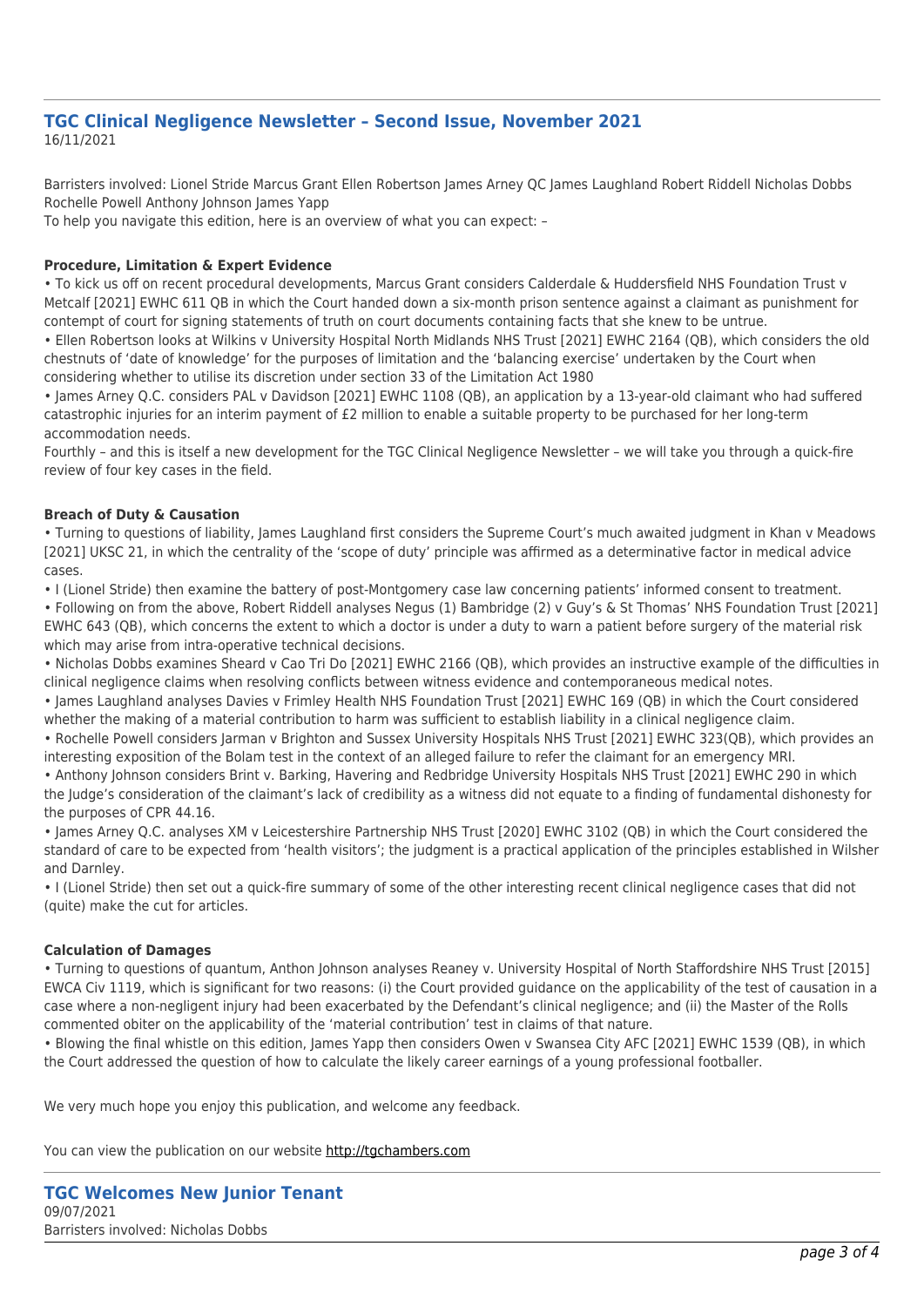## TGC Clinical Negligence Newsletter – Second Issue, November 2021

16/11/2021

Barristers involved: Lionel Stride Marcus Grant Ellen Robertson James Arney QC James Laughland Robert Riddell Nicholas Dobbs Rochelle Powell Anthony Johnson James Yapp

To help you navigate this edition, here is an overview of what you can expect: –

**Procedure, Limitation & Expert Evidence**

• To kick us off on recent procedural developments, Marcus Grant considers Calderdale & Huddersfield NHS Foundation Trust v Metcalf [2021] EWHC 611 QB in which the Court handed down a six-month prison sentence against a claimant as punishment for contempt of court for signing statements of truth on court documents containing facts that she knew to be untrue.

• Ellen Robertson looks at Wilkins v University Hospital North Midlands NHS Trust [2021] EWHC 2164 (QB), which considers the old chestnuts of 'date of knowledge' for the purposes of limitation and the 'balancing exercise' undertaken by the Court when considering whether to utilise its discretion under section 33 of the Limitation Act 1980

• James Arney Q.C. considers PAL v Davidson [2021] EWHC 1108 (QB), an application by a 13-year-old claimant who had suffered catastrophic injuries for an interim payment of £2 million to enable a suitable property to be purchased for her long-term accommodation needs.

Fourthly – and this is itself a new development for the TGC Clinical Negligence Newsletter – we will take you through a quick-fire review of four key cases in the field.

**Breach of Duty & Causation**

• Turning to questions of liability, James Laughland first considers the Supreme Court's much awaited judgment in Khan v Meadows [2021] UKSC 21, in which the centrality of the 'scope of duty' principle was affirmed as a determinative factor in medical advice cases.

• I (Lionel Stride) then examine the battery of post-Montgomery case law concerning patients' informed consent to treatment.

• Following on from the above, Robert Riddell analyses Negus (1) Bambridge (2) v Guy's & St Thomas' NHS Foundation Trust [2021] EWHC 643 (QB), which concerns the extent to which a doctor is under a duty to warn a patient before surgery of the material risk which may arise from intra-operative technical decisions.

• Nicholas Dobbs examines Sheard v Cao Tri Do [2021] EWHC 2166 (QB), which provides an instructive example of the difficulties in clinical negligence claims when resolving conflicts between witness evidence and contemporaneous medical notes.

• James Laughland analyses Davies v Frimley Health NHS Foundation Trust [2021] EWHC 169 (QB) in which the Court considered whether the making of a material contribution to harm was sufficient to establish liability in a clinical negligence claim.

• Rochelle Powell considers Jarman v Brighton and Sussex University Hospitals NHS Trust [2021] EWHC 323(QB), which provides an interesting exposition of the Bolam test in the context of an alleged failure to refer the claimant for an emergency MRI.

• Anthony Johnson considers Brint v. Barking, Havering and Redbridge University Hospitals NHS Trust [2021] EWHC 290 in which the Judge's consideration of the claimant's lack of credibility as a witness did not equate to a finding of fundamental dishonesty for the purposes of CPR 44.16.

• James Arney Q.C. analyses XM v Leicestershire Partnership NHS Trust [2020] EWHC 3102 (QB) in which the Court considered the standard of care to be expected from 'health visitors'; the judgment is a practical application of the principles established in Wilsher and Darnley.

• I (Lionel Stride) then set out a quick-fire summary of some of the other interesting recent clinical negligence cases that did not (quite) make the cut for articles.

**Calculation of Damages**

• Turning to questions of quantum, Anthon Johnson analyses Reaney v. University Hospital of North Staffordshire NHS Trust [2015] EWCA Civ 1119, which is significant for two reasons: (i) the Court provided guidance on the applicability of the test of causation in a case where a non-negligent injury had been exacerbated by the Defendant's clinical negligence; and (ii) the Master of the Rolls commented obiter on the applicability of the 'material contribution' test in claims of that nature.

• Blowing the final whistle on this edition, James Yapp then considers Owen v Swansea City AFC [2021] EWHC 1539 (QB), in which the Court addressed the question of how to calculate the likely career earnings of a young professional footballer.

We very much hope you enjoy this publication, and welcome any feedback.

You can view the publication on our website http://tgchambers.com

## TGC Welcomes New Junior Tenant

09/07/2021

Barristers involved: Nicholas Dobbs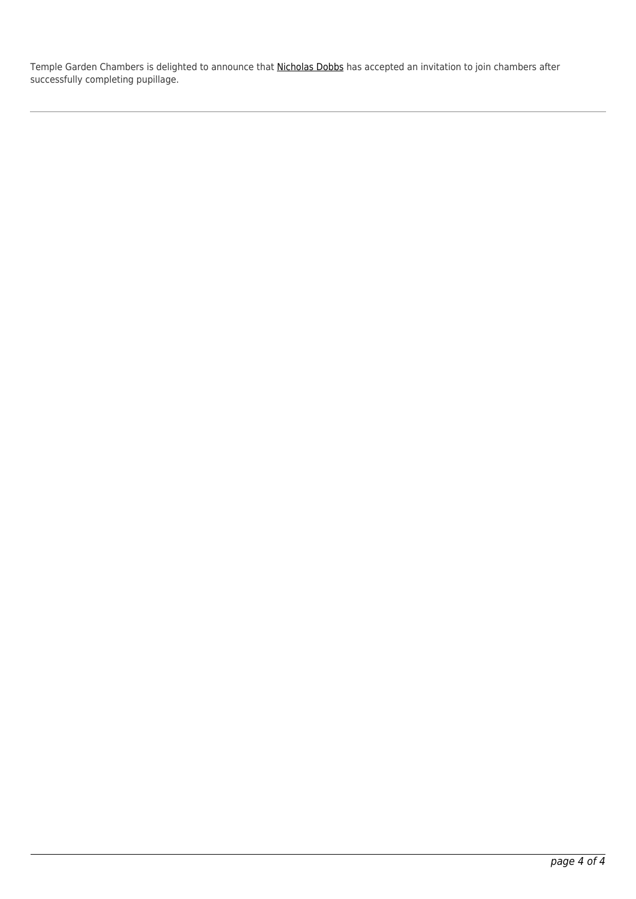Temple Garden Chambers is delighted to announce that Nicholas Dobbs has accepted an invitation to join chambers after successfully completing pupillage.

---